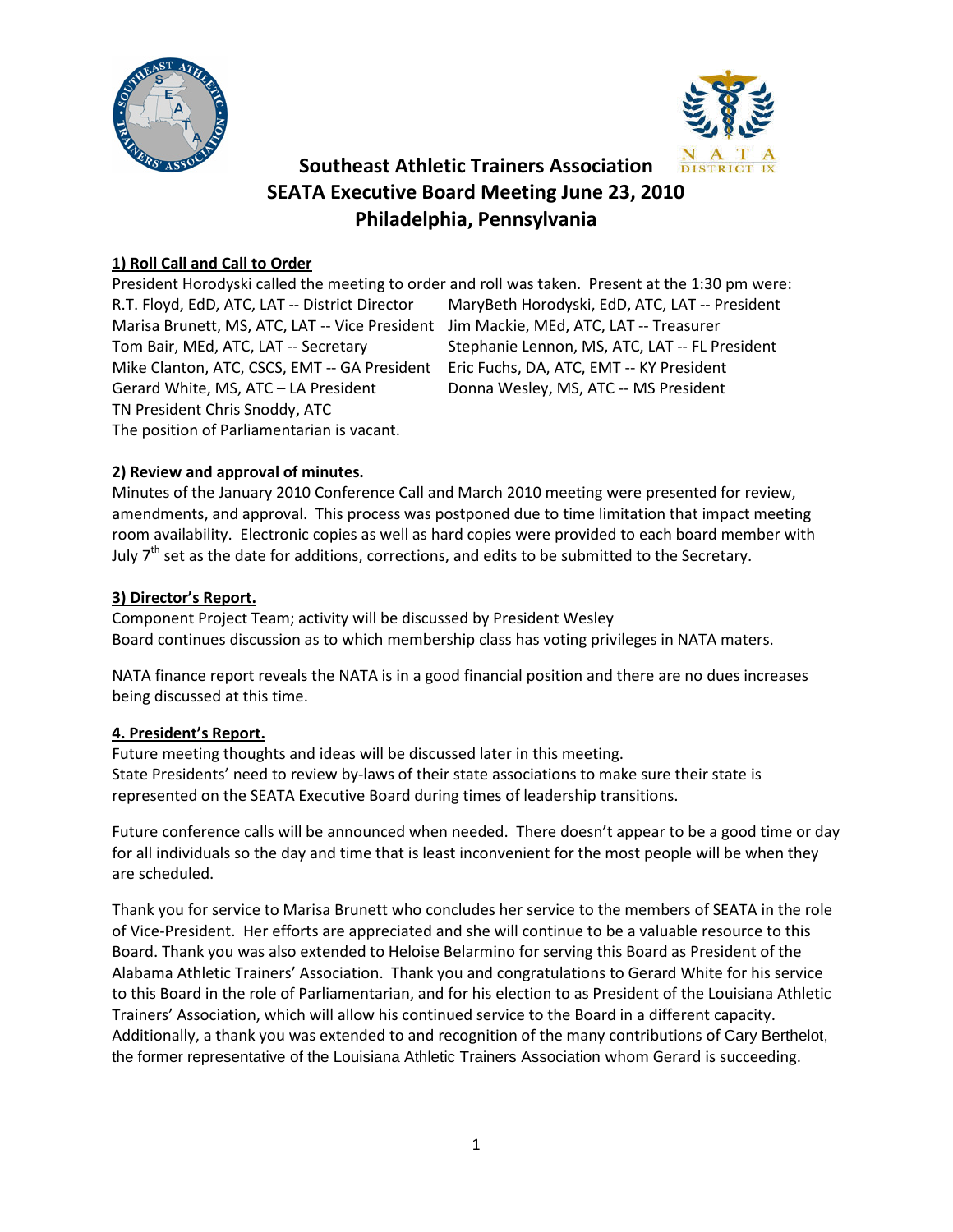# Southeast Athletic Trainers Association
## SEATA Executive Board Meeting June 23, 2010
## Philadelphia, Pennsylvania

**1) Roll Call and Call to Order**

President Horodyski called the meeting to order and roll was taken. Present at the 1:30 pm were:

R.T. Floyd, EdD, ATC, LAT -- District Director
MaryBeth Horodyski, EdD, ATC, LAT -- President
Marisa Brunett, MS, ATC, LAT -- Vice President
Jim Mackie, MEd, ATC, LAT -- Treasurer
Tom Bair, MEd, ATC, LAT -- Secretary
Stephanie Lennon, MS, ATC, LAT -- FL President
Mike Clanton, ATC, CSCS, EMT -- GA President
Eric Fuchs, DA, ATC, EMT -- KY President
Gerard White, MS, ATC – LA President
Donna Wesley, MS, ATC -- MS President
TN President Chris Snoddy, ATC
The position of Parliamentarian is vacant.

**2) Review and approval of minutes.**

Minutes of the January 2010 Conference Call and March 2010 meeting were presented for review, amendments, and approval. This process was postponed due to time limitation that impact meeting room availability. Electronic copies as well as hard copies were provided to each board member with July 7th set as the date for additions, corrections, and edits to be submitted to the Secretary.

**3) Director's Report.**

Component Project Team; activity will be discussed by President Wesley
Board continues discussion as to which membership class has voting privileges in NATA maters.

NATA finance report reveals the NATA is in a good financial position and there are no dues increases being discussed at this time.

**4. President's Report.**

Future meeting thoughts and ideas will be discussed later in this meeting.
State Presidents' need to review by-laws of their state associations to make sure their state is represented on the SEATA Executive Board during times of leadership transitions.

Future conference calls will be announced when needed. There doesn't appear to be a good time or day for all individuals so the day and time that is least inconvenient for the most people will be when they are scheduled.

Thank you for service to Marisa Brunett who concludes her service to the members of SEATA in the role of Vice-President. Her efforts are appreciated and she will continue to be a valuable resource to this Board. Thank you was also extended to Heloise Belarmino for serving this Board as President of the Alabama Athletic Trainers' Association. Thank you and congratulations to Gerard White for his service to this Board in the role of Parliamentarian, and for his election to as President of the Louisiana Athletic Trainers' Association, which will allow his continued service to the Board in a different capacity. Additionally, a thank you was extended to and recognition of the many contributions of Cary Berthelot, the former representative of the Louisiana Athletic Trainers Association whom Gerard is succeeding.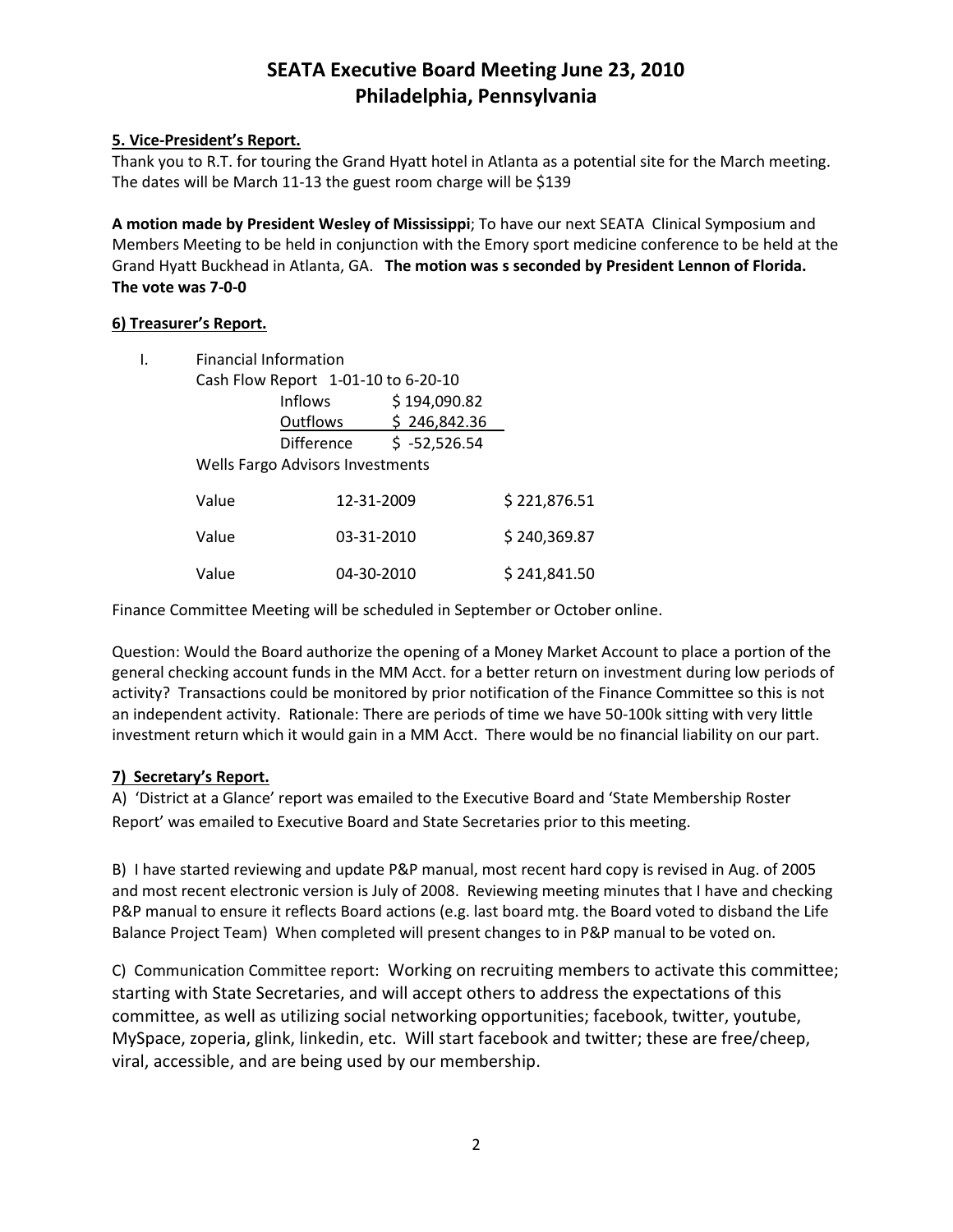# SEATA Executive Board Meeting June 23, 2010
# Philadelphia, Pennsylvania

**5. Vice-President's Report.**

Thank you to R.T. for touring the Grand Hyatt hotel in Atlanta as a potential site for the March meeting. The dates will be March 11-13 the guest room charge will be $139

**A motion made by President Wesley of Mississippi**; To have our next SEATA Clinical Symposium and Members Meeting to be held in conjunction with the Emory sport medicine conference to be held at the Grand Hyatt Buckhead in Atlanta, GA. **The motion was s seconded by President Lennon of Florida. The vote was 7-0-0**

**6) Treasurer's Report.**

I. Financial Information

Cash Flow Report 1-01-10 to 6-20-10

| | |
|---|---|
| Inflows | $ 194,090.82 |
| Outflows | $ 246,842.36 |
| Difference | $ -52,526.54 |

Wells Fargo Advisors Investments

| | | |
|---|---|---|
| Value | 12-31-2009 | $ 221,876.51 |
| Value | 03-31-2010 | $ 240,369.87 |
| Value | 04-30-2010 | $ 241,841.50 |

Finance Committee Meeting will be scheduled in September or October online.

Question: Would the Board authorize the opening of a Money Market Account to place a portion of the general checking account funds in the MM Acct. for a better return on investment during low periods of activity? Transactions could be monitored by prior notification of the Finance Committee so this is not an independent activity. Rationale: There are periods of time we have 50-100k sitting with very little investment return which it would gain in a MM Acct. There would be no financial liability on our part.

**7) Secretary's Report.**

A) 'District at a Glance' report was emailed to the Executive Board and 'State Membership Roster Report' was emailed to Executive Board and State Secretaries prior to this meeting.

B) I have started reviewing and update P&P manual, most recent hard copy is revised in Aug. of 2005 and most recent electronic version is July of 2008. Reviewing meeting minutes that I have and checking P&P manual to ensure it reflects Board actions (e.g. last board mtg. the Board voted to disband the Life Balance Project Team) When completed will present changes to in P&P manual to be voted on.

C) Communication Committee report: Working on recruiting members to activate this committee; starting with State Secretaries, and will accept others to address the expectations of this committee, as well as utilizing social networking opportunities; facebook, twitter, youtube, MySpace, zoperia, glink, linkedin, etc. Will start facebook and twitter; these are free/cheep, viral, accessible, and are being used by our membership.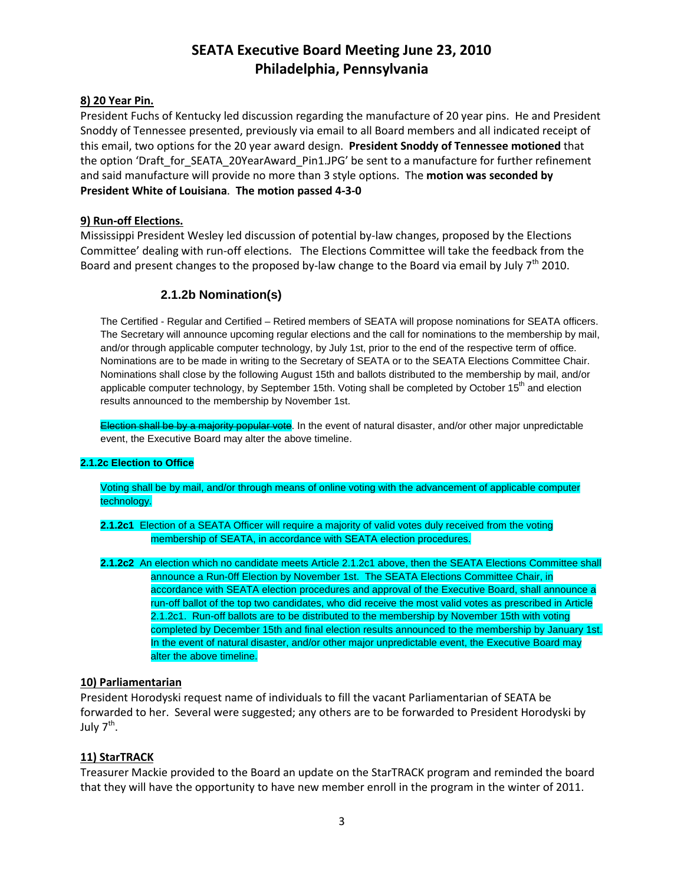# SEATA Executive Board Meeting June 23, 2010
# Philadelphia, Pennsylvania

**8) 20 Year Pin.**

President Fuchs of Kentucky led discussion regarding the manufacture of 20 year pins. He and President Snoddy of Tennessee presented, previously via email to all Board members and all indicated receipt of this email, two options for the 20 year award design. **President Snoddy of Tennessee motioned** that the option 'Draft_for_SEATA_20YearAward_Pin1.JPG' be sent to a manufacture for further refinement and said manufacture will provide no more than 3 style options. The **motion was seconded by President White of Louisiana**. **The motion passed 4-3-0**

**9) Run-off Elections.**

Mississippi President Wesley led discussion of potential by-law changes, proposed by the Elections Committee' dealing with run-off elections. The Elections Committee will take the feedback from the Board and present changes to the proposed by-law change to the Board via email by July 7th 2010.

### 2.1.2b Nomination(s)

The Certified - Regular and Certified – Retired members of SEATA will propose nominations for SEATA officers. The Secretary will announce upcoming regular elections and the call for nominations to the membership by mail, and/or through applicable computer technology, by July 1st, prior to the end of the respective term of office. Nominations are to be made in writing to the Secretary of SEATA or to the SEATA Elections Committee Chair. Nominations shall close by the following August 15th and ballots distributed to the membership by mail, and/or applicable computer technology, by September 15th. Voting shall be completed by October 15th and election results announced to the membership by November 1st.

~~Election shall be by a majority popular vote~~. In the event of natural disaster, and/or other major unpredictable event, the Executive Board may alter the above timeline.

**2.1.2c Election to Office**

Voting shall be by mail, and/or through means of online voting with the advancement of applicable computer technology.

**2.1.2c1** Election of a SEATA Officer will require a majority of valid votes duly received from the voting membership of SEATA, in accordance with SEATA election procedures.

**2.1.2c2** An election which no candidate meets Article 2.1.2c1 above, then the SEATA Elections Committee shall announce a Run-0ff Election by November 1st. The SEATA Elections Committee Chair, in accordance with SEATA election procedures and approval of the Executive Board, shall announce a run-off ballot of the top two candidates, who did receive the most valid votes as prescribed in Article 2.1.2c1. Run-off ballots are to be distributed to the membership by November 15th with voting completed by December 15th and final election results announced to the membership by January 1st. In the event of natural disaster, and/or other major unpredictable event, the Executive Board may alter the above timeline.

**10) Parliamentarian**

President Horodyski request name of individuals to fill the vacant Parliamentarian of SEATA be forwarded to her. Several were suggested; any others are to be forwarded to President Horodyski by July 7th.

**11) StarTRACK**

Treasurer Mackie provided to the Board an update on the StarTRACK program and reminded the board that they will have the opportunity to have new member enroll in the program in the winter of 2011.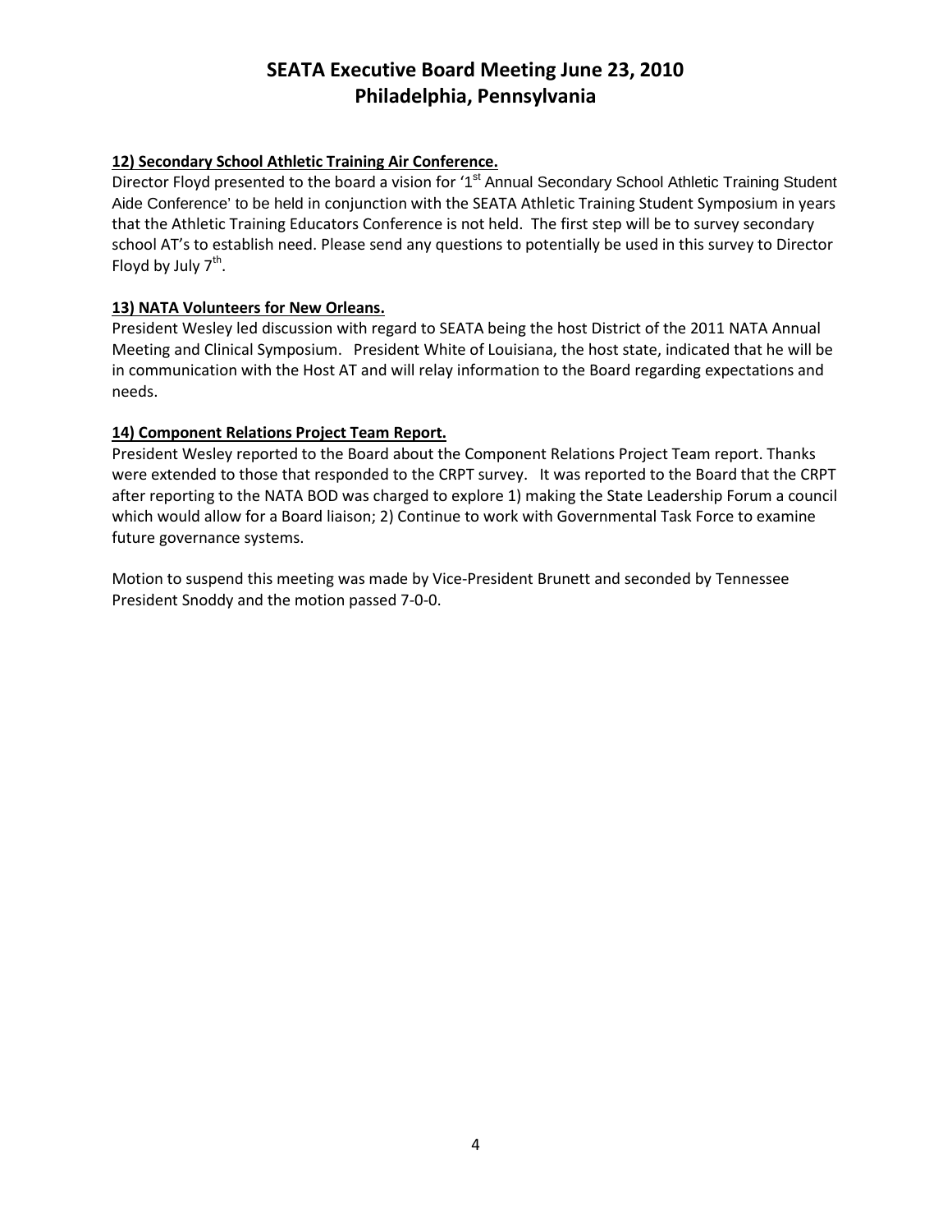# SEATA Executive Board Meeting June 23, 2010
# Philadelphia, Pennsylvania

**12) Secondary School Athletic Training Air Conference.**

Director Floyd presented to the board a vision for '1st Annual Secondary School Athletic Training Student Aide Conference' to be held in conjunction with the SEATA Athletic Training Student Symposium in years that the Athletic Training Educators Conference is not held. The first step will be to survey secondary school AT's to establish need. Please send any questions to potentially be used in this survey to Director Floyd by July 7th.

**13) NATA Volunteers for New Orleans.**

President Wesley led discussion with regard to SEATA being the host District of the 2011 NATA Annual Meeting and Clinical Symposium. President White of Louisiana, the host state, indicated that he will be in communication with the Host AT and will relay information to the Board regarding expectations and needs.

**14) Component Relations Project Team Report.**

President Wesley reported to the Board about the Component Relations Project Team report. Thanks were extended to those that responded to the CRPT survey. It was reported to the Board that the CRPT after reporting to the NATA BOD was charged to explore 1) making the State Leadership Forum a council which would allow for a Board liaison; 2) Continue to work with Governmental Task Force to examine future governance systems.

Motion to suspend this meeting was made by Vice-President Brunett and seconded by Tennessee President Snoddy and the motion passed 7-0-0.